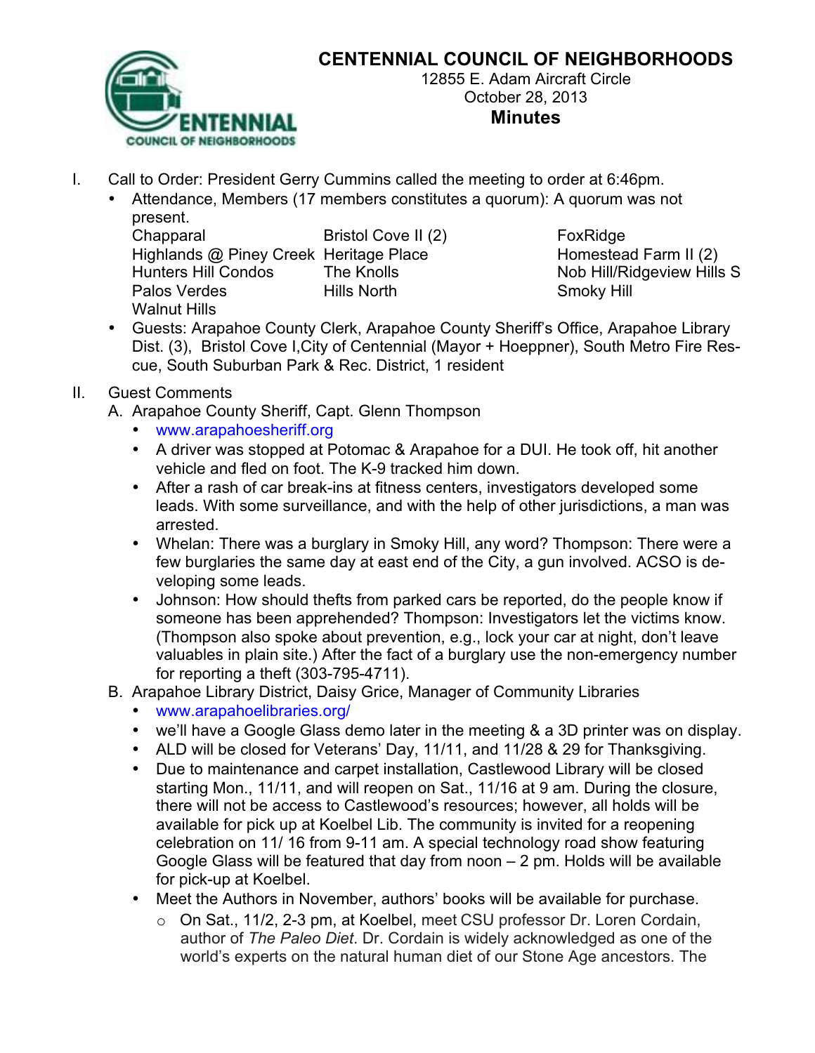# CENTENNIAL COUNCIL OF NEIGHBORHOODS

12855 E. Adam Aircraft Circle
October 28, 2013
**Minutes**

I. Call to Order: President Gerry Cummins called the meeting to order at 6:46pm.
   - Attendance, Members (17 members constitutes a quorum): A quorum was not present.

| | | |
|---|---|---|
| Chapparal | Bristol Cove II (2) | FoxRidge |
| Highlands @ Piney Creek | Heritage Place | Homestead Farm II (2) |
| Hunters Hill Condos | The Knolls | Nob Hill/Ridgeview Hills S |
| Palos Verdes | Hills North | Smoky Hill |
| Walnut Hills | | |

   - Guests: Arapahoe County Clerk, Arapahoe County Sheriff's Office, Arapahoe Library Dist. (3), Bristol Cove I,City of Centennial (Mayor + Hoeppner), South Metro Fire Rescue, South Suburban Park & Rec. District, 1 resident

II. Guest Comments

A. Arapahoe County Sheriff, Capt. Glenn Thompson
   - www.arapahoesheriff.org
   - A driver was stopped at Potomac & Arapahoe for a DUI. He took off, hit another vehicle and fled on foot. The K-9 tracked him down.
   - After a rash of car break-ins at fitness centers, investigators developed some leads. With some surveillance, and with the help of other jurisdictions, a man was arrested.
   - Whelan: There was a burglary in Smoky Hill, any word? Thompson: There were a few burglaries the same day at east end of the City, a gun involved. ACSO is developing some leads.
   - Johnson: How should thefts from parked cars be reported, do the people know if someone has been apprehended? Thompson: Investigators let the victims know. (Thompson also spoke about prevention, e.g., lock your car at night, don't leave valuables in plain site.) After the fact of a burglary use the non-emergency number for reporting a theft (303-795-4711).

B. Arapahoe Library District, Daisy Grice, Manager of Community Libraries
   - www.arapahoelibraries.org/
   - we'll have a Google Glass demo later in the meeting & a 3D printer was on display.
   - ALD will be closed for Veterans' Day, 11/11, and 11/28 & 29 for Thanksgiving.
   - Due to maintenance and carpet installation, Castlewood Library will be closed starting Mon., 11/11, and will reopen on Sat., 11/16 at 9 am. During the closure, there will not be access to Castlewood's resources; however, all holds will be available for pick up at Koelbel Lib. The community is invited for a reopening celebration on 11/ 16 from 9-11 am. A special technology road show featuring Google Glass will be featured that day from noon – 2 pm. Holds will be available for pick-up at Koelbel.
   - Meet the Authors in November, authors' books will be available for purchase.
     - On Sat., 11/2, 2-3 pm, at Koelbel, meet CSU professor Dr. Loren Cordain, author of *The Paleo Diet*. Dr. Cordain is widely acknowledged as one of the world's experts on the natural human diet of our Stone Age ancestors. The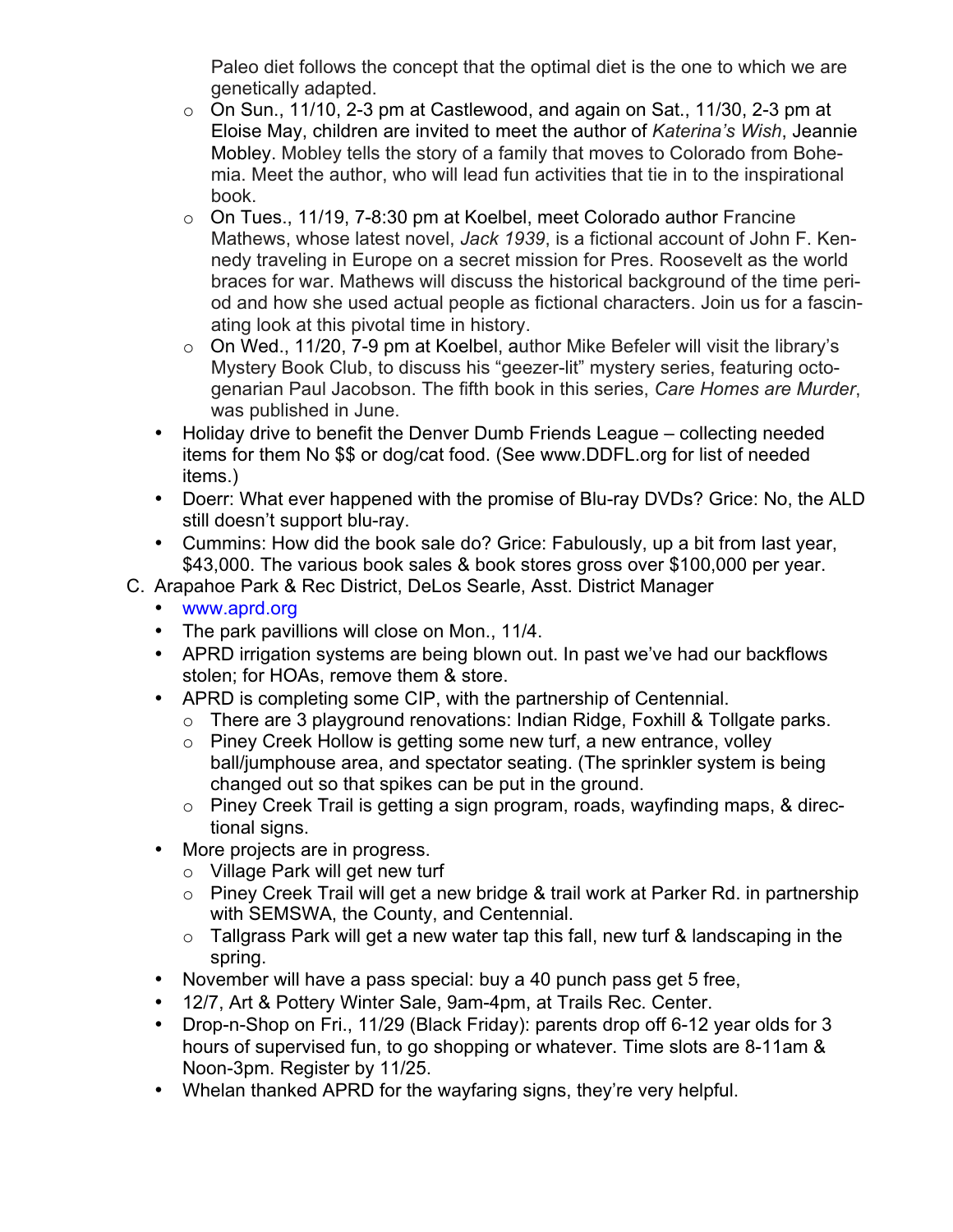Paleo diet follows the concept that the optimal diet is the one to which we are genetically adapted.

  - On Sun., 11/10, 2-3 pm at Castlewood, and again on Sat., 11/30, 2-3 pm at Eloise May, children are invited to meet the author of *Katerina's Wish*, Jeannie Mobley. Mobley tells the story of a family that moves to Colorado from Bohemia. Meet the author, who will lead fun activities that tie in to the inspirational book.
  - On Tues., 11/19, 7-8:30 pm at Koelbel, meet Colorado author Francine Mathews, whose latest novel, *Jack 1939*, is a fictional account of John F. Kennedy traveling in Europe on a secret mission for Pres. Roosevelt as the world braces for war. Mathews will discuss the historical background of the time period and how she used actual people as fictional characters. Join us for a fascinating look at this pivotal time in history.
  - On Wed., 11/20, 7-9 pm at Koelbel, author Mike Befeler will visit the library's Mystery Book Club, to discuss his "geezer-lit" mystery series, featuring octogenarian Paul Jacobson. The fifth book in this series, *Care Homes are Murder*, was published in June.
- Holiday drive to benefit the Denver Dumb Friends League – collecting needed items for them No $$ or dog/cat food. (See www.DDFL.org for list of needed items.)
- Doerr: What ever happened with the promise of Blu-ray DVDs? Grice: No, the ALD still doesn't support blu-ray.
- Cummins: How did the book sale do? Grice: Fabulously, up a bit from last year, $43,000. The various book sales & book stores gross over $100,000 per year.

C. Arapahoe Park & Rec District, DeLos Searle, Asst. District Manager

- www.aprd.org
- The park pavillions will close on Mon., 11/4.
- APRD irrigation systems are being blown out. In past we've had our backflows stolen; for HOAs, remove them & store.
- APRD is completing some CIP, with the partnership of Centennial.
  - There are 3 playground renovations: Indian Ridge, Foxhill & Tollgate parks.
  - Piney Creek Hollow is getting some new turf, a new entrance, volley ball/jumphouse area, and spectator seating. (The sprinkler system is being changed out so that spikes can be put in the ground.
  - Piney Creek Trail is getting a sign program, roads, wayfinding maps, & directional signs.
- More projects are in progress.
  - Village Park will get new turf
  - Piney Creek Trail will get a new bridge & trail work at Parker Rd. in partnership with SEMSWA, the County, and Centennial.
  - Tallgrass Park will get a new water tap this fall, new turf & landscaping in the spring.
- November will have a pass special: buy a 40 punch pass get 5 free,
- 12/7, Art & Pottery Winter Sale, 9am-4pm, at Trails Rec. Center.
- Drop-n-Shop on Fri., 11/29 (Black Friday): parents drop off 6-12 year olds for 3 hours of supervised fun, to go shopping or whatever. Time slots are 8-11am & Noon-3pm. Register by 11/25.
- Whelan thanked APRD for the wayfaring signs, they're very helpful.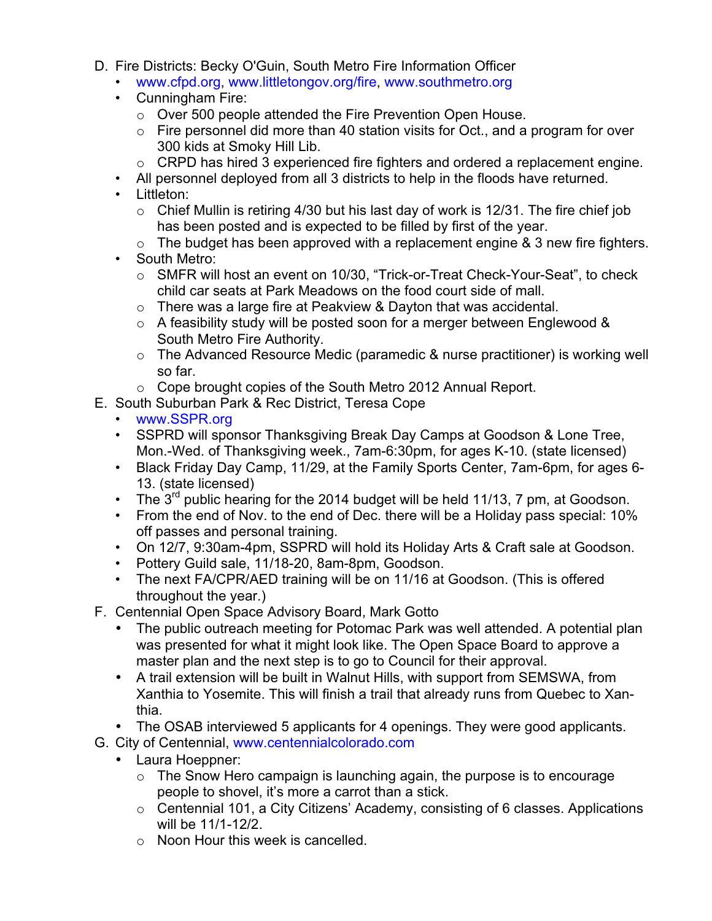D. Fire Districts: Becky O'Guin, South Metro Fire Information Officer
   - www.cfpd.org, www.littletongov.org/fire, www.southmetro.org
   - Cunningham Fire:
     - Over 500 people attended the Fire Prevention Open House.
     - Fire personnel did more than 40 station visits for Oct., and a program for over 300 kids at Smoky Hill Lib.
     - CRPD has hired 3 experienced fire fighters and ordered a replacement engine.
   - All personnel deployed from all 3 districts to help in the floods have returned.
   - Littleton:
     - Chief Mullin is retiring 4/30 but his last day of work is 12/31. The fire chief job has been posted and is expected to be filled by first of the year.
     - The budget has been approved with a replacement engine & 3 new fire fighters.
   - South Metro:
     - SMFR will host an event on 10/30, "Trick-or-Treat Check-Your-Seat", to check child car seats at Park Meadows on the food court side of mall.
     - There was a large fire at Peakview & Dayton that was accidental.
     - A feasibility study will be posted soon for a merger between Englewood & South Metro Fire Authority.
     - The Advanced Resource Medic (paramedic & nurse practitioner) is working well so far.
     - Cope brought copies of the South Metro 2012 Annual Report.

E. South Suburban Park & Rec District, Teresa Cope
   - www.SSPR.org
   - SSPRD will sponsor Thanksgiving Break Day Camps at Goodson & Lone Tree, Mon.-Wed. of Thanksgiving week., 7am-6:30pm, for ages K-10. (state licensed)
   - Black Friday Day Camp, 11/29, at the Family Sports Center, 7am-6pm, for ages 6-13. (state licensed)
   - The 3rd public hearing for the 2014 budget will be held 11/13, 7 pm, at Goodson.
   - From the end of Nov. to the end of Dec. there will be a Holiday pass special: 10% off passes and personal training.
   - On 12/7, 9:30am-4pm, SSPRD will hold its Holiday Arts & Craft sale at Goodson.
   - Pottery Guild sale, 11/18-20, 8am-8pm, Goodson.
   - The next FA/CPR/AED training will be on 11/16 at Goodson. (This is offered throughout the year.)

F. Centennial Open Space Advisory Board, Mark Gotto
   - The public outreach meeting for Potomac Park was well attended. A potential plan was presented for what it might look like. The Open Space Board to approve a master plan and the next step is to go to Council for their approval.
   - A trail extension will be built in Walnut Hills, with support from SEMSWA, from Xanthia to Yosemite. This will finish a trail that already runs from Quebec to Xanthia.
   - The OSAB interviewed 5 applicants for 4 openings. They were good applicants.

G. City of Centennial, www.centennialcolorado.com
   - Laura Hoeppner:
     - The Snow Hero campaign is launching again, the purpose is to encourage people to shovel, it's more a carrot than a stick.
     - Centennial 101, a City Citizens' Academy, consisting of 6 classes. Applications will be 11/1-12/2.
     - Noon Hour this week is cancelled.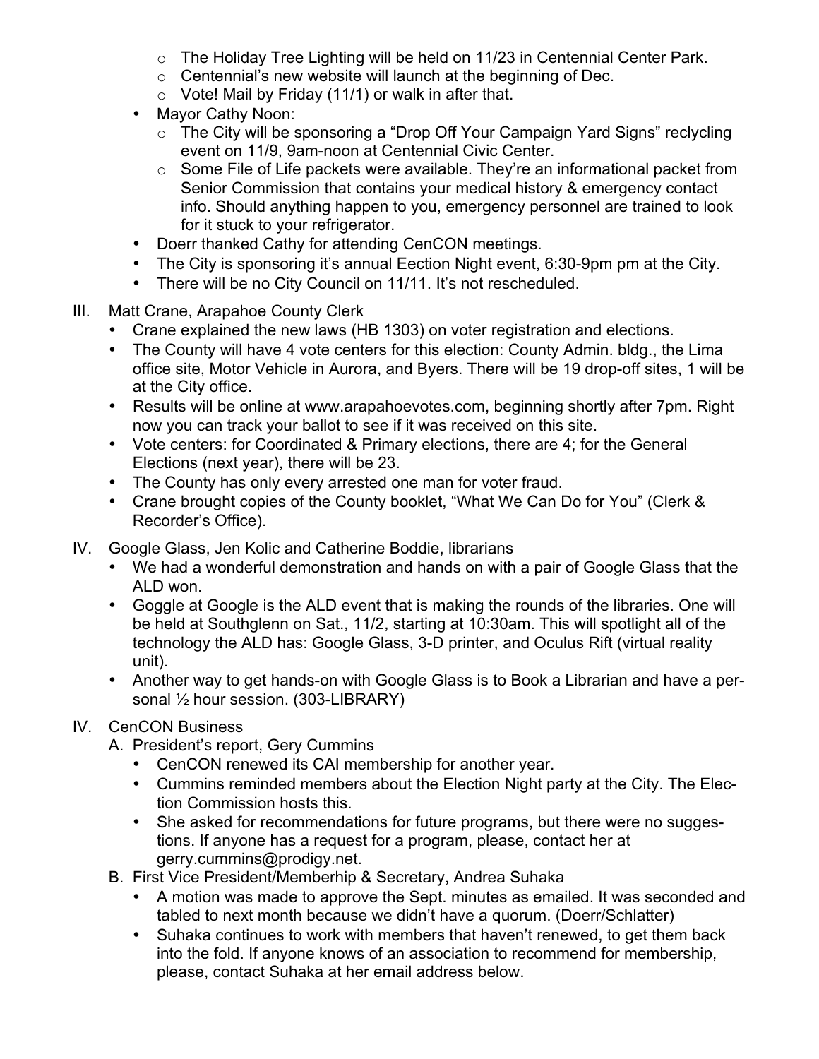- The Holiday Tree Lighting will be held on 11/23 in Centennial Center Park.
  - Centennial's new website will launch at the beginning of Dec.
  - Vote! Mail by Friday (11/1) or walk in after that.
- Mayor Cathy Noon:
  - The City will be sponsoring a "Drop Off Your Campaign Yard Signs" reclycling event on 11/9, 9am-noon at Centennial Civic Center.
  - Some File of Life packets were available. They're an informational packet from Senior Commission that contains your medical history & emergency contact info. Should anything happen to you, emergency personnel are trained to look for it stuck to your refrigerator.
- Doerr thanked Cathy for attending CenCON meetings.
- The City is sponsoring it's annual Eection Night event, 6:30-9pm pm at the City.
- There will be no City Council on 11/11. It's not rescheduled.

III. Matt Crane, Arapahoe County Clerk
- Crane explained the new laws (HB 1303) on voter registration and elections.
- The County will have 4 vote centers for this election: County Admin. bldg., the Lima office site, Motor Vehicle in Aurora, and Byers. There will be 19 drop-off sites, 1 will be at the City office.
- Results will be online at www.arapahoevotes.com, beginning shortly after 7pm. Right now you can track your ballot to see if it was received on this site.
- Vote centers: for Coordinated & Primary elections, there are 4; for the General Elections (next year), there will be 23.
- The County has only every arrested one man for voter fraud.
- Crane brought copies of the County booklet, "What We Can Do for You" (Clerk & Recorder's Office).

IV. Google Glass, Jen Kolic and Catherine Boddie, librarians
- We had a wonderful demonstration and hands on with a pair of Google Glass that the ALD won.
- Goggle at Google is the ALD event that is making the rounds of the libraries. One will be held at Southglenn on Sat., 11/2, starting at 10:30am. This will spotlight all of the technology the ALD has: Google Glass, 3-D printer, and Oculus Rift (virtual reality unit).
- Another way to get hands-on with Google Glass is to Book a Librarian and have a personal ½ hour session. (303-LIBRARY)

IV. CenCON Business

A. President's report, Gery Cummins
- CenCON renewed its CAI membership for another year.
- Cummins reminded members about the Election Night party at the City. The Election Commission hosts this.
- She asked for recommendations for future programs, but there were no suggestions. If anyone has a request for a program, please, contact her at gerry.cummins@prodigy.net.

B. First Vice President/Memberhip & Secretary, Andrea Suhaka
- A motion was made to approve the Sept. minutes as emailed. It was seconded and tabled to next month because we didn't have a quorum. (Doerr/Schlatter)
- Suhaka continues to work with members that haven't renewed, to get them back into the fold. If anyone knows of an association to recommend for membership, please, contact Suhaka at her email address below.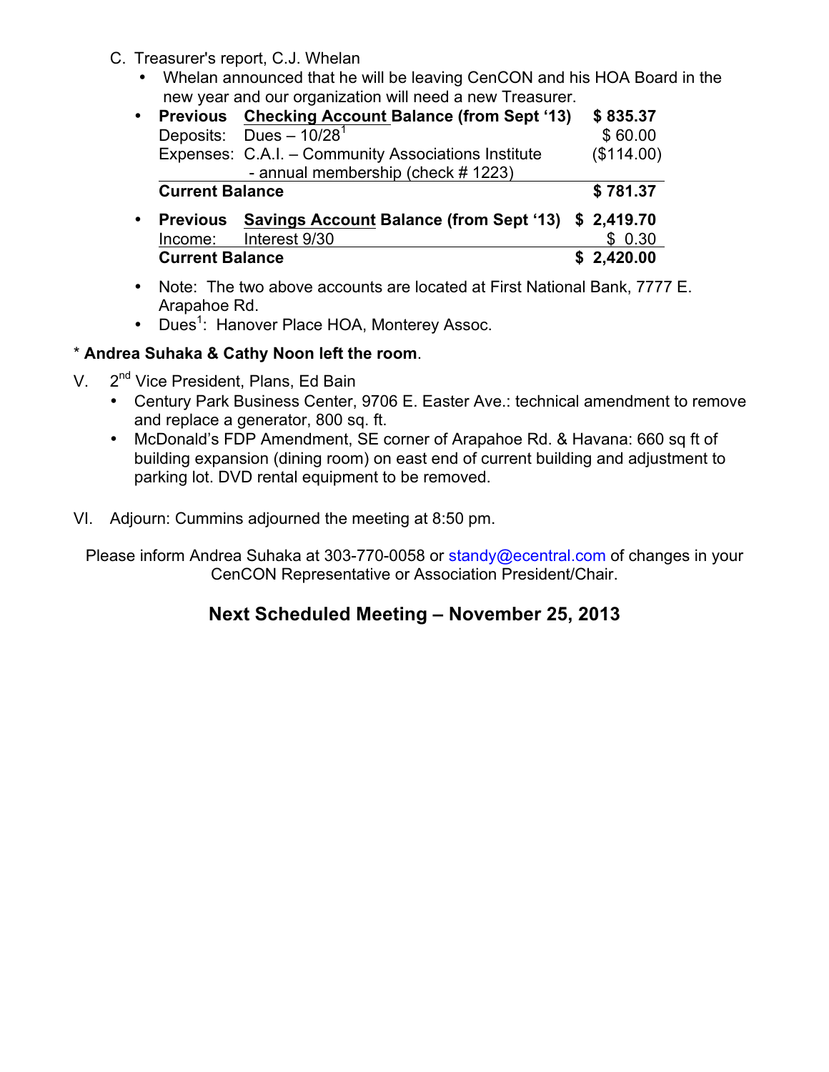C. Treasurer's report, C.J. Whelan

- Whelan announced that he will be leaving CenCON and his HOA Board in the new year and our organization will need a new Treasurer.
- **Previous** **Checking Account Balance (from Sept '13)** **$ 835.37**

| | | |
|---|---|---|
| **Previous** | **Checking Account Balance (from Sept '13)** | **$ 835.37** |
| Deposits: | Dues – 10/28[1] | $ 60.00 |
| Expenses: | C.A.I. – Community Associations Institute - annual membership (check # 1223) | ($114.00) |
| **Current Balance** | | **$ 781.37** |

| | | |
|---|---|---|
| **Previous** | **Savings Account Balance (from Sept '13)** | **$ 2,419.70** |
| Income: | Interest 9/30 | $ 0.30 |
| **Current Balance** | | **$ 2,420.00** |

- Note: The two above accounts are located at First National Bank, 7777 E. Arapahoe Rd.
- Dues[1]: Hanover Place HOA, Monterey Assoc.

* **Andrea Suhaka & Cathy Noon left the room**.

V. 2nd Vice President, Plans, Ed Bain

- Century Park Business Center, 9706 E. Easter Ave.: technical amendment to remove and replace a generator, 800 sq. ft.
- McDonald's FDP Amendment, SE corner of Arapahoe Rd. & Havana: 660 sq ft of building expansion (dining room) on east end of current building and adjustment to parking lot. DVD rental equipment to be removed.

VI. Adjourn: Cummins adjourned the meeting at 8:50 pm.

Please inform Andrea Suhaka at 303-770-0058 or standy@ecentral.com of changes in your CenCON Representative or Association President/Chair.

## Next Scheduled Meeting – November 25, 2013